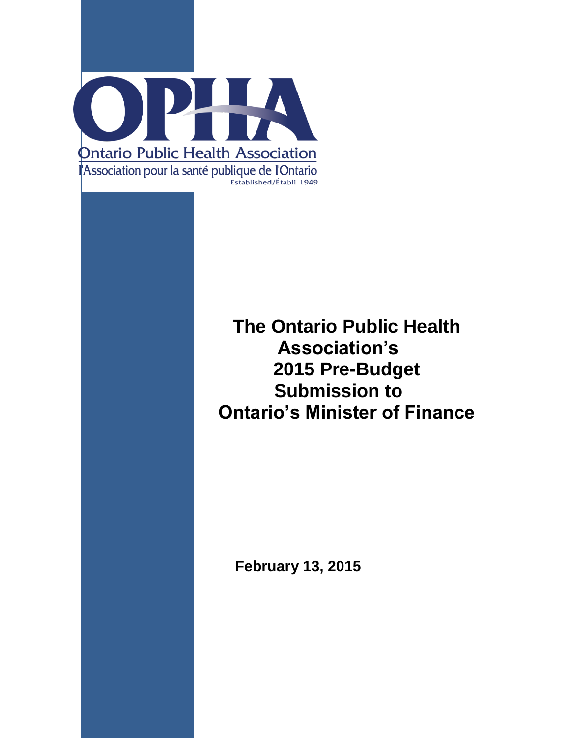OPHA

Ontario Public Health Association

l'Association pour la santé publique de l'Ontario

Established/Établi 1949

# The Ontario Public Health Association's 2015 Pre-Budget Submission to Ontario's Minister of Finance

**February 13, 2015**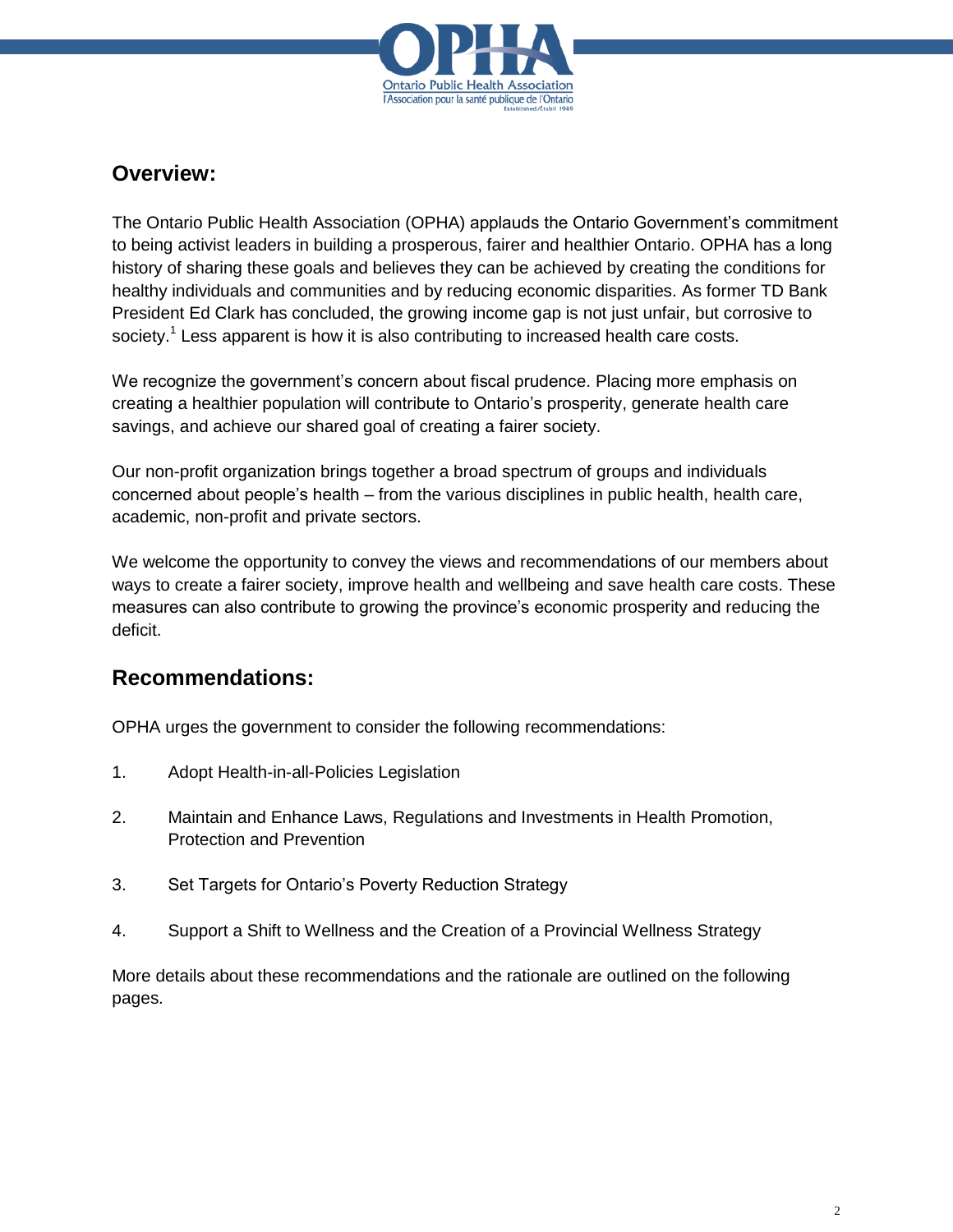## Overview:

The Ontario Public Health Association (OPHA) applauds the Ontario Government's commitment to being activist leaders in building a prosperous, fairer and healthier Ontario. OPHA has a long history of sharing these goals and believes they can be achieved by creating the conditions for healthy individuals and communities and by reducing economic disparities. As former TD Bank President Ed Clark has concluded, the growing income gap is not just unfair, but corrosive to society.[1] Less apparent is how it is also contributing to increased health care costs.

We recognize the government's concern about fiscal prudence. Placing more emphasis on creating a healthier population will contribute to Ontario's prosperity, generate health care savings, and achieve our shared goal of creating a fairer society.

Our non-profit organization brings together a broad spectrum of groups and individuals concerned about people's health – from the various disciplines in public health, health care, academic, non-profit and private sectors.

We welcome the opportunity to convey the views and recommendations of our members about ways to create a fairer society, improve health and wellbeing and save health care costs. These measures can also contribute to growing the province's economic prosperity and reducing the deficit.

## Recommendations:

OPHA urges the government to consider the following recommendations:

1. Adopt Health-in-all-Policies Legislation

2. Maintain and Enhance Laws, Regulations and Investments in Health Promotion, Protection and Prevention

3. Set Targets for Ontario's Poverty Reduction Strategy

4. Support a Shift to Wellness and the Creation of a Provincial Wellness Strategy

More details about these recommendations and the rationale are outlined on the following pages.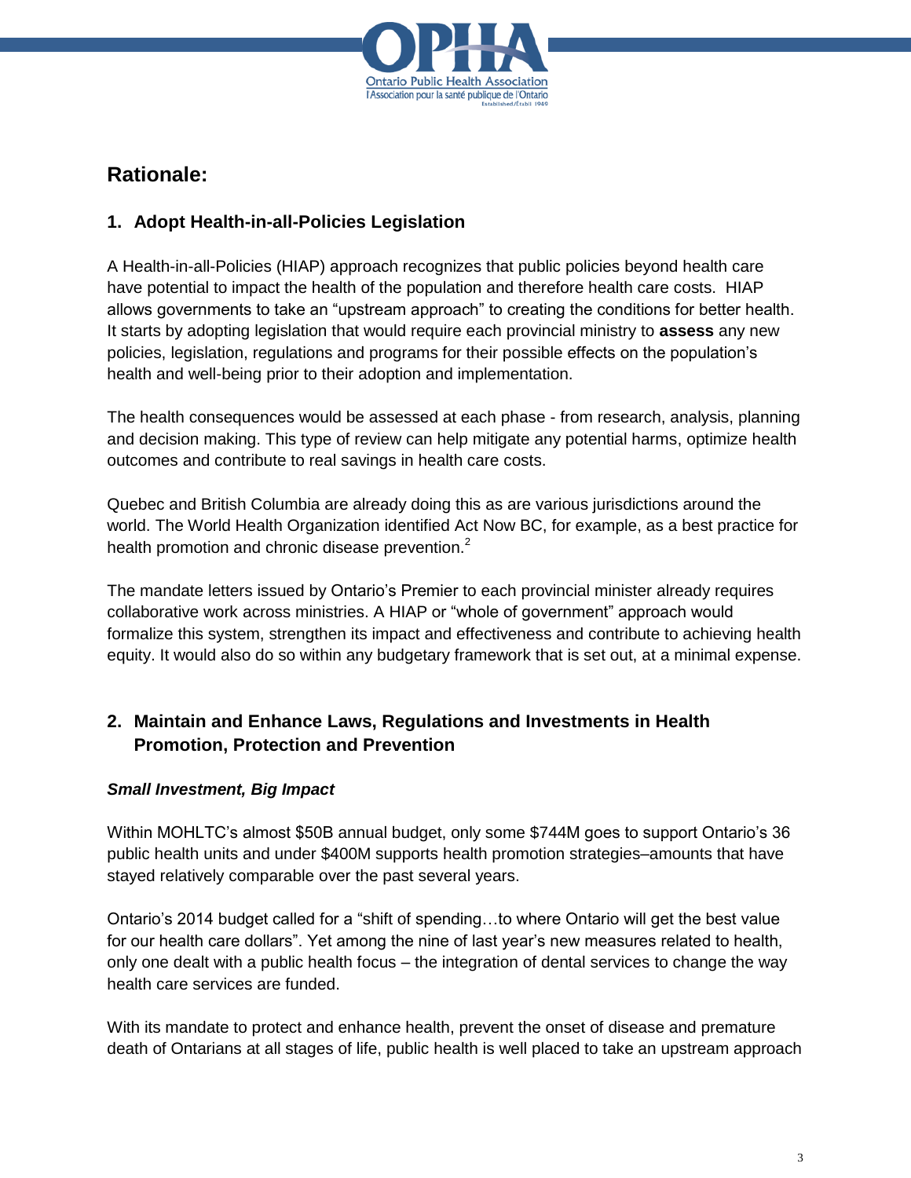## Rationale:

### 1. Adopt Health-in-all-Policies Legislation

A Health-in-all-Policies (HIAP) approach recognizes that public policies beyond health care have potential to impact the health of the population and therefore health care costs. HIAP allows governments to take an "upstream approach" to creating the conditions for better health. It starts by adopting legislation that would require each provincial ministry to **assess** any new policies, legislation, regulations and programs for their possible effects on the population's health and well-being prior to their adoption and implementation.

The health consequences would be assessed at each phase - from research, analysis, planning and decision making. This type of review can help mitigate any potential harms, optimize health outcomes and contribute to real savings in health care costs.

Quebec and British Columbia are already doing this as are various jurisdictions around the world. The World Health Organization identified Act Now BC, for example, as a best practice for health promotion and chronic disease prevention.[2]

The mandate letters issued by Ontario's Premier to each provincial minister already requires collaborative work across ministries. A HIAP or "whole of government" approach would formalize this system, strengthen its impact and effectiveness and contribute to achieving health equity. It would also do so within any budgetary framework that is set out, at a minimal expense.

### 2. Maintain and Enhance Laws, Regulations and Investments in Health Promotion, Protection and Prevention

***Small Investment, Big Impact***

Within MOHLTC's almost $50B annual budget, only some $744M goes to support Ontario's 36 public health units and under $400M supports health promotion strategies–amounts that have stayed relatively comparable over the past several years.

Ontario's 2014 budget called for a "shift of spending…to where Ontario will get the best value for our health care dollars". Yet among the nine of last year's new measures related to health, only one dealt with a public health focus – the integration of dental services to change the way health care services are funded.

With its mandate to protect and enhance health, prevent the onset of disease and premature death of Ontarians at all stages of life, public health is well placed to take an upstream approach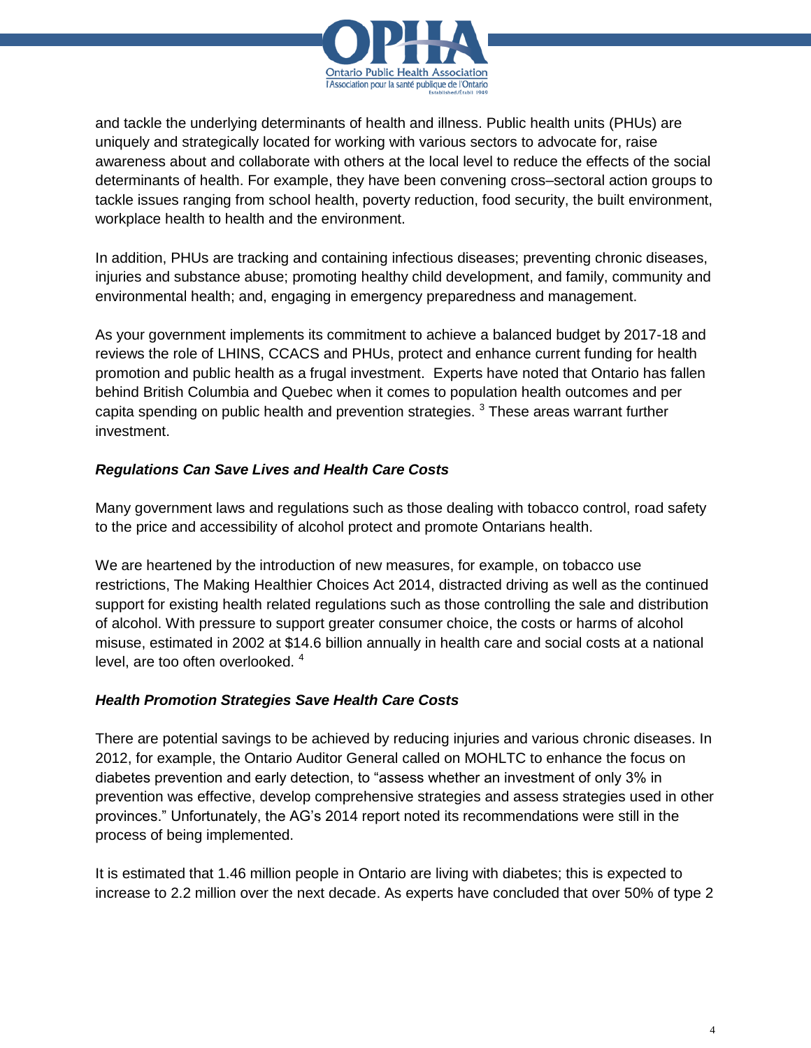and tackle the underlying determinants of health and illness. Public health units (PHUs) are uniquely and strategically located for working with various sectors to advocate for, raise awareness about and collaborate with others at the local level to reduce the effects of the social determinants of health. For example, they have been convening cross–sectoral action groups to tackle issues ranging from school health, poverty reduction, food security, the built environment, workplace health to health and the environment.

In addition, PHUs are tracking and containing infectious diseases; preventing chronic diseases, injuries and substance abuse; promoting healthy child development, and family, community and environmental health; and, engaging in emergency preparedness and management.

As your government implements its commitment to achieve a balanced budget by 2017-18 and reviews the role of LHINS, CCACS and PHUs, protect and enhance current funding for health promotion and public health as a frugal investment. Experts have noted that Ontario has fallen behind British Columbia and Quebec when it comes to population health outcomes and per capita spending on public health and prevention strategies. [3] These areas warrant further investment.

### *Regulations Can Save Lives and Health Care Costs*

Many government laws and regulations such as those dealing with tobacco control, road safety to the price and accessibility of alcohol protect and promote Ontarians health.

We are heartened by the introduction of new measures, for example, on tobacco use restrictions, The Making Healthier Choices Act 2014, distracted driving as well as the continued support for existing health related regulations such as those controlling the sale and distribution of alcohol. With pressure to support greater consumer choice, the costs or harms of alcohol misuse, estimated in 2002 at $14.6 billion annually in health care and social costs at a national level, are too often overlooked. [4]

### *Health Promotion Strategies Save Health Care Costs*

There are potential savings to be achieved by reducing injuries and various chronic diseases. In 2012, for example, the Ontario Auditor General called on MOHLTC to enhance the focus on diabetes prevention and early detection, to "assess whether an investment of only 3% in prevention was effective, develop comprehensive strategies and assess strategies used in other provinces." Unfortunately, the AG's 2014 report noted its recommendations were still in the process of being implemented.

It is estimated that 1.46 million people in Ontario are living with diabetes; this is expected to increase to 2.2 million over the next decade. As experts have concluded that over 50% of type 2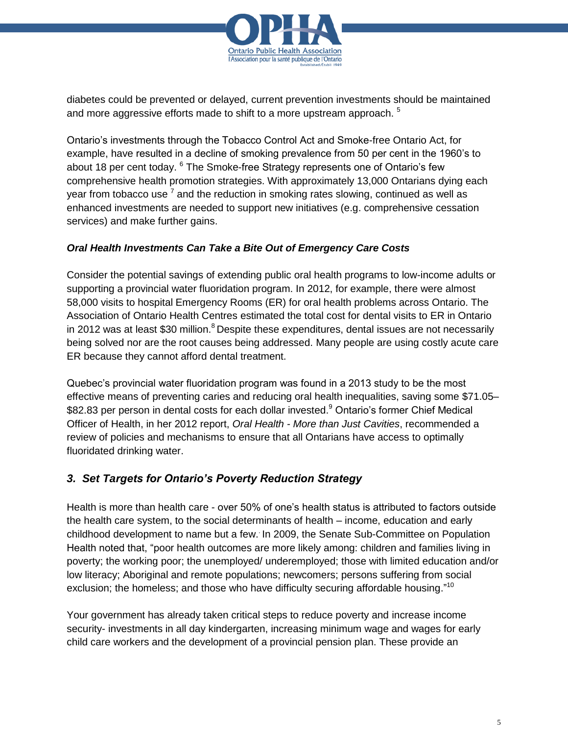diabetes could be prevented or delayed, current prevention investments should be maintained and more aggressive efforts made to shift to a more upstream approach. [5]

Ontario's investments through the Tobacco Control Act and Smoke-free Ontario Act, for example, have resulted in a decline of smoking prevalence from 50 per cent in the 1960's to about 18 per cent today. [6] The Smoke-free Strategy represents one of Ontario's few comprehensive health promotion strategies. With approximately 13,000 Ontarians dying each year from tobacco use [7] and the reduction in smoking rates slowing, continued as well as enhanced investments are needed to support new initiatives (e.g. comprehensive cessation services) and make further gains.

***Oral Health Investments Can Take a Bite Out of Emergency Care Costs***

Consider the potential savings of extending public oral health programs to low-income adults or supporting a provincial water fluoridation program. In 2012, for example, there were almost 58,000 visits to hospital Emergency Rooms (ER) for oral health problems across Ontario. The Association of Ontario Health Centres estimated the total cost for dental visits to ER in Ontario in 2012 was at least $30 million.[8] Despite these expenditures, dental issues are not necessarily being solved nor are the root causes being addressed. Many people are using costly acute care ER because they cannot afford dental treatment.

Quebec's provincial water fluoridation program was found in a 2013 study to be the most effective means of preventing caries and reducing oral health inequalities, saving some $71.05–$82.83 per person in dental costs for each dollar invested.[9] Ontario's former Chief Medical Officer of Health, in her 2012 report, *Oral Health - More than Just Cavities*, recommended a review of policies and mechanisms to ensure that all Ontarians have access to optimally fluoridated drinking water.

## *3. Set Targets for Ontario's Poverty Reduction Strategy*

Health is more than health care - over 50% of one's health status is attributed to factors outside the health care system, to the social determinants of health – income, education and early childhood development to name but a few. In 2009, the Senate Sub-Committee on Population Health noted that, "poor health outcomes are more likely among: children and families living in poverty; the working poor; the unemployed/ underemployed; those with limited education and/or low literacy; Aboriginal and remote populations; newcomers; persons suffering from social exclusion; the homeless; and those who have difficulty securing affordable housing."[10]

Your government has already taken critical steps to reduce poverty and increase income security- investments in all day kindergarten, increasing minimum wage and wages for early child care workers and the development of a provincial pension plan. These provide an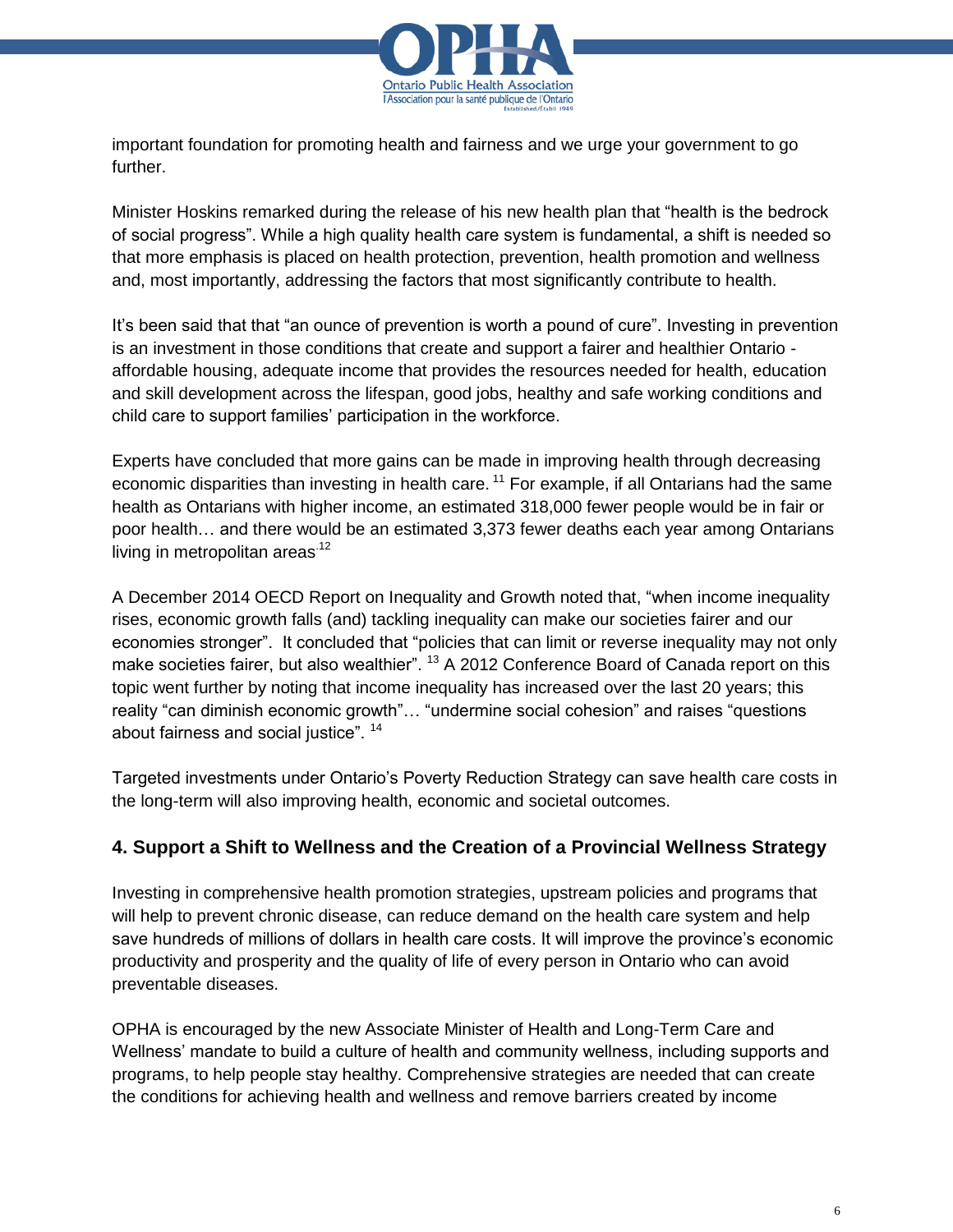important foundation for promoting health and fairness and we urge your government to go further.

Minister Hoskins remarked during the release of his new health plan that "health is the bedrock of social progress". While a high quality health care system is fundamental, a shift is needed so that more emphasis is placed on health protection, prevention, health promotion and wellness and, most importantly, addressing the factors that most significantly contribute to health.

It's been said that that "an ounce of prevention is worth a pound of cure". Investing in prevention is an investment in those conditions that create and support a fairer and healthier Ontario - affordable housing, adequate income that provides the resources needed for health, education and skill development across the lifespan, good jobs, healthy and safe working conditions and child care to support families' participation in the workforce.

Experts have concluded that more gains can be made in improving health through decreasing economic disparities than investing in health care. [11] For example, if all Ontarians had the same health as Ontarians with higher income, an estimated 318,000 fewer people would be in fair or poor health… and there would be an estimated 3,373 fewer deaths each year among Ontarians living in metropolitan areas.[12]

A December 2014 OECD Report on Inequality and Growth noted that, "when income inequality rises, economic growth falls (and) tackling inequality can make our societies fairer and our economies stronger". It concluded that "policies that can limit or reverse inequality may not only make societies fairer, but also wealthier". [13] A 2012 Conference Board of Canada report on this topic went further by noting that income inequality has increased over the last 20 years; this reality "can diminish economic growth"… "undermine social cohesion" and raises "questions about fairness and social justice". [14]

Targeted investments under Ontario's Poverty Reduction Strategy can save health care costs in the long-term will also improving health, economic and societal outcomes.

## 4. Support a Shift to Wellness and the Creation of a Provincial Wellness Strategy

Investing in comprehensive health promotion strategies, upstream policies and programs that will help to prevent chronic disease, can reduce demand on the health care system and help save hundreds of millions of dollars in health care costs. It will improve the province's economic productivity and prosperity and the quality of life of every person in Ontario who can avoid preventable diseases.

OPHA is encouraged by the new Associate Minister of Health and Long-Term Care and Wellness' mandate to build a culture of health and community wellness, including supports and programs, to help people stay healthy. Comprehensive strategies are needed that can create the conditions for achieving health and wellness and remove barriers created by income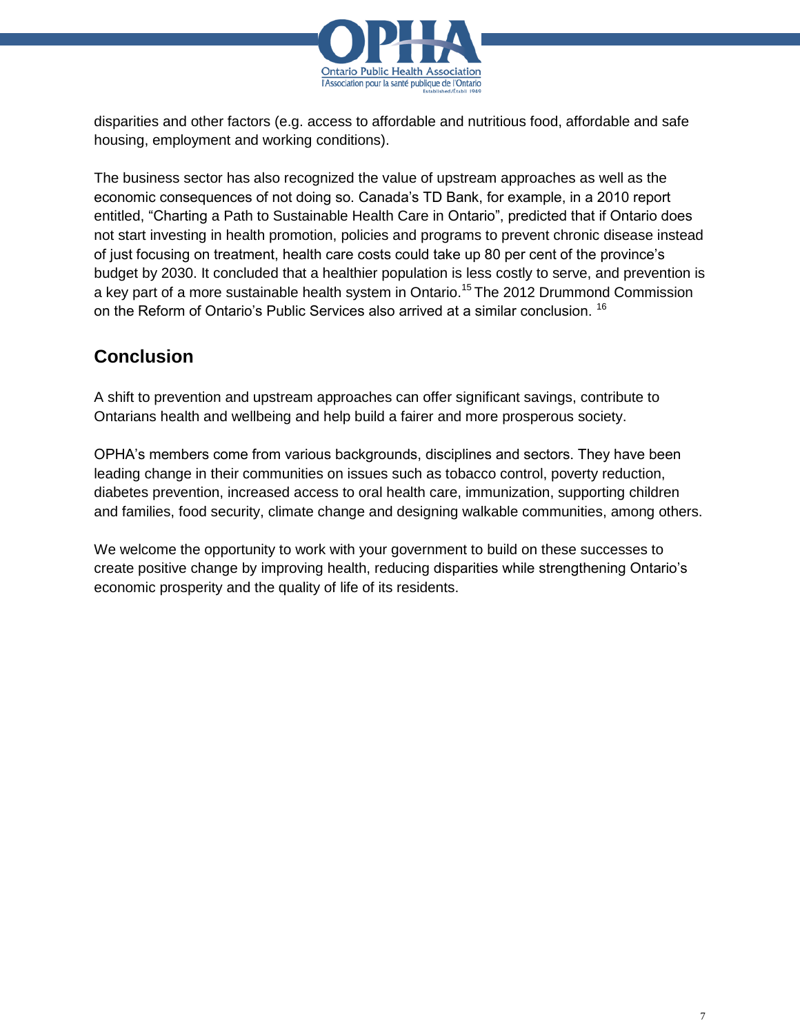disparities and other factors (e.g. access to affordable and nutritious food, affordable and safe housing, employment and working conditions).

The business sector has also recognized the value of upstream approaches as well as the economic consequences of not doing so. Canada's TD Bank, for example, in a 2010 report entitled, "Charting a Path to Sustainable Health Care in Ontario", predicted that if Ontario does not start investing in health promotion, policies and programs to prevent chronic disease instead of just focusing on treatment, health care costs could take up 80 per cent of the province's budget by 2030. It concluded that a healthier population is less costly to serve, and prevention is a key part of a more sustainable health system in Ontario.[15] The 2012 Drummond Commission on the Reform of Ontario's Public Services also arrived at a similar conclusion. [16]

## Conclusion

A shift to prevention and upstream approaches can offer significant savings, contribute to Ontarians health and wellbeing and help build a fairer and more prosperous society.

OPHA's members come from various backgrounds, disciplines and sectors. They have been leading change in their communities on issues such as tobacco control, poverty reduction, diabetes prevention, increased access to oral health care, immunization, supporting children and families, food security, climate change and designing walkable communities, among others.

We welcome the opportunity to work with your government to build on these successes to create positive change by improving health, reducing disparities while strengthening Ontario's economic prosperity and the quality of life of its residents.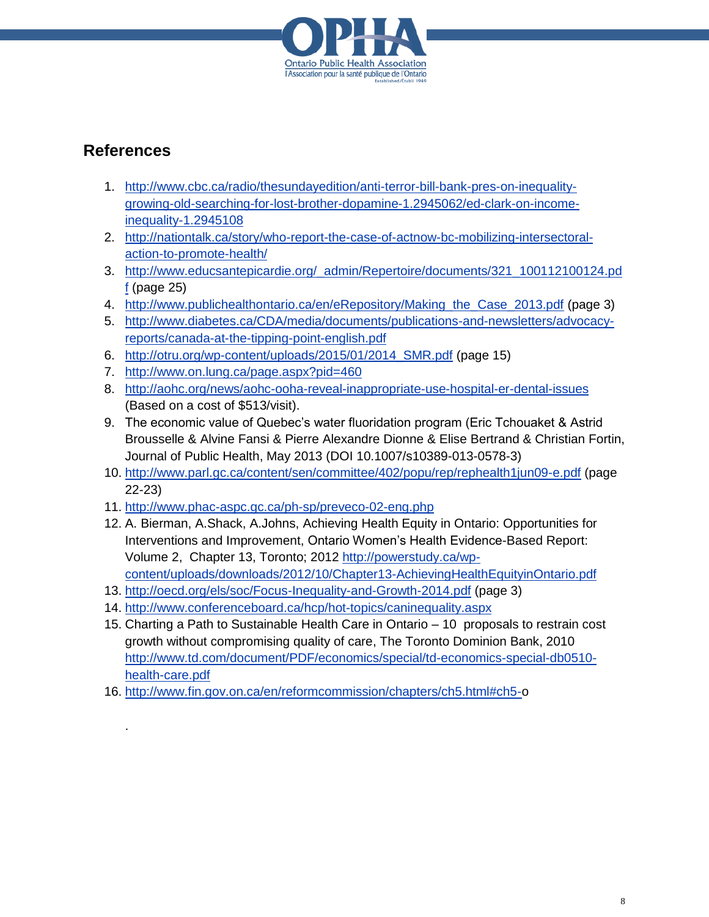## References

1. http://www.cbc.ca/radio/thesundayedition/anti-terror-bill-bank-pres-on-inequality-growing-old-searching-for-lost-brother-dopamine-1.2945062/ed-clark-on-income-inequality-1.2945108
2. http://nationtalk.ca/story/who-report-the-case-of-actnow-bc-mobilizing-intersectoral-action-to-promote-health/
3. http://www.educsantepicardie.org/_admin/Repertoire/documents/321_100112100124.pdf (page 25)
4. http://www.publichealthontario.ca/en/eRepository/Making_the_Case_2013.pdf (page 3)
5. http://www.diabetes.ca/CDA/media/documents/publications-and-newsletters/advocacy-reports/canada-at-the-tipping-point-english.pdf
6. http://otru.org/wp-content/uploads/2015/01/2014_SMR.pdf (page 15)
7. http://www.on.lung.ca/page.aspx?pid=460
8. http://aohc.org/news/aohc-ooha-reveal-inappropriate-use-hospital-er-dental-issues (Based on a cost of $513/visit).
9. The economic value of Quebec's water fluoridation program (Eric Tchouaket & Astrid Brousselle & Alvine Fansi & Pierre Alexandre Dionne & Elise Bertrand & Christian Fortin, Journal of Public Health, May 2013 (DOI 10.1007/s10389-013-0578-3)
10. http://www.parl.gc.ca/content/sen/committee/402/popu/rep/rephealth1jun09-e.pdf (page 22-23)
11. http://www.phac-aspc.gc.ca/ph-sp/preveco-02-eng.php
12. A. Bierman, A.Shack, A.Johns, Achieving Health Equity in Ontario: Opportunities for Interventions and Improvement, Ontario Women's Health Evidence-Based Report: Volume 2, Chapter 13, Toronto; 2012 http://powerstudy.ca/wp-content/uploads/downloads/2012/10/Chapter13-AchievingHealthEquityinOntario.pdf
13. http://oecd.org/els/soc/Focus-Inequality-and-Growth-2014.pdf (page 3)
14. http://www.conferenceboard.ca/hcp/hot-topics/caninequality.aspx
15. Charting a Path to Sustainable Health Care in Ontario – 10 proposals to restrain cost growth without compromising quality of care, The Toronto Dominion Bank, 2010 http://www.td.com/document/PDF/economics/special/td-economics-special-db0510-health-care.pdf
16. http://www.fin.gov.on.ca/en/reformcommission/chapters/ch5.html#ch5-o

.